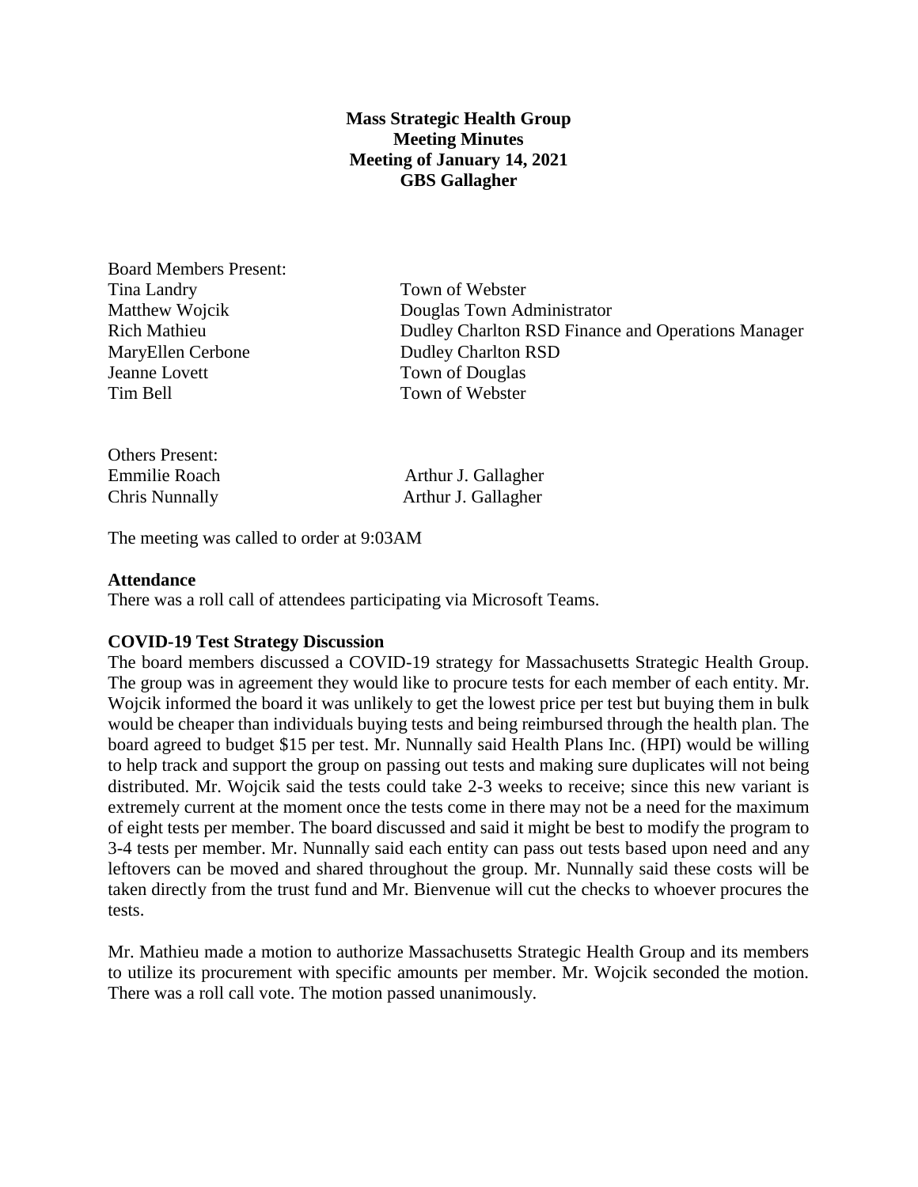**Mass Strategic Health Group**
**Meeting Minutes**
**Meeting of January 14, 2021**
**GBS Gallagher**

Board Members Present:

| | |
|---|---|
| Tina Landry | Town of Webster |
| Matthew Wojcik | Douglas Town Administrator |
| Rich Mathieu | Dudley Charlton RSD Finance and Operations Manager |
| MaryEllen Cerbone | Dudley Charlton RSD |
| Jeanne Lovett | Town of Douglas |
| Tim Bell | Town of Webster |

Others Present:

| | |
|---|---|
| Emmilie Roach | Arthur J. Gallagher |
| Chris Nunnally | Arthur J. Gallagher |

The meeting was called to order at 9:03AM

**Attendance**

There was a roll call of attendees participating via Microsoft Teams.

**COVID-19 Test Strategy Discussion**

The board members discussed a COVID-19 strategy for Massachusetts Strategic Health Group. The group was in agreement they would like to procure tests for each member of each entity. Mr. Wojcik informed the board it was unlikely to get the lowest price per test but buying them in bulk would be cheaper than individuals buying tests and being reimbursed through the health plan. The board agreed to budget $15 per test. Mr. Nunnally said Health Plans Inc. (HPI) would be willing to help track and support the group on passing out tests and making sure duplicates will not being distributed. Mr. Wojcik said the tests could take 2-3 weeks to receive; since this new variant is extremely current at the moment once the tests come in there may not be a need for the maximum of eight tests per member. The board discussed and said it might be best to modify the program to 3-4 tests per member. Mr. Nunnally said each entity can pass out tests based upon need and any leftovers can be moved and shared throughout the group. Mr. Nunnally said these costs will be taken directly from the trust fund and Mr. Bienvenue will cut the checks to whoever procures the tests.

Mr. Mathieu made a motion to authorize Massachusetts Strategic Health Group and its members to utilize its procurement with specific amounts per member. Mr. Wojcik seconded the motion. There was a roll call vote. The motion passed unanimously.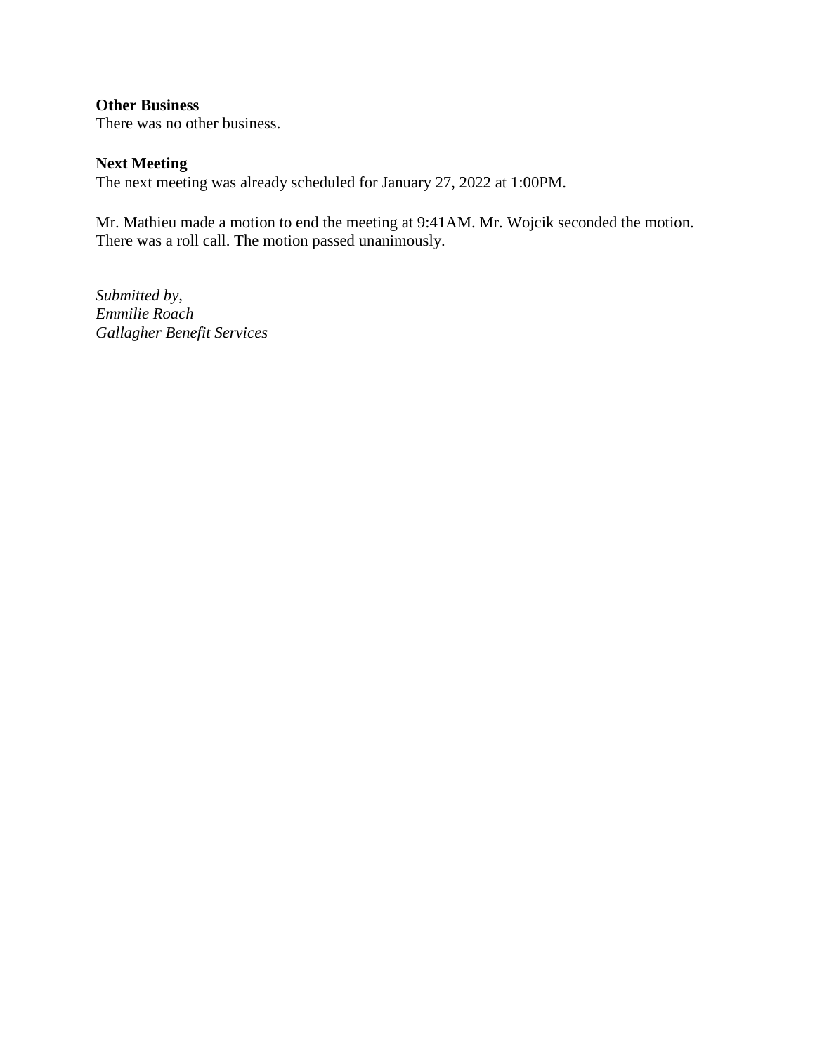**Other Business**
There was no other business.

**Next Meeting**
The next meeting was already scheduled for January 27, 2022 at 1:00PM.

Mr. Mathieu made a motion to end the meeting at 9:41AM. Mr. Wojcik seconded the motion. There was a roll call. The motion passed unanimously.

*Submitted by,*
*Emmilie Roach*
*Gallagher Benefit Services*